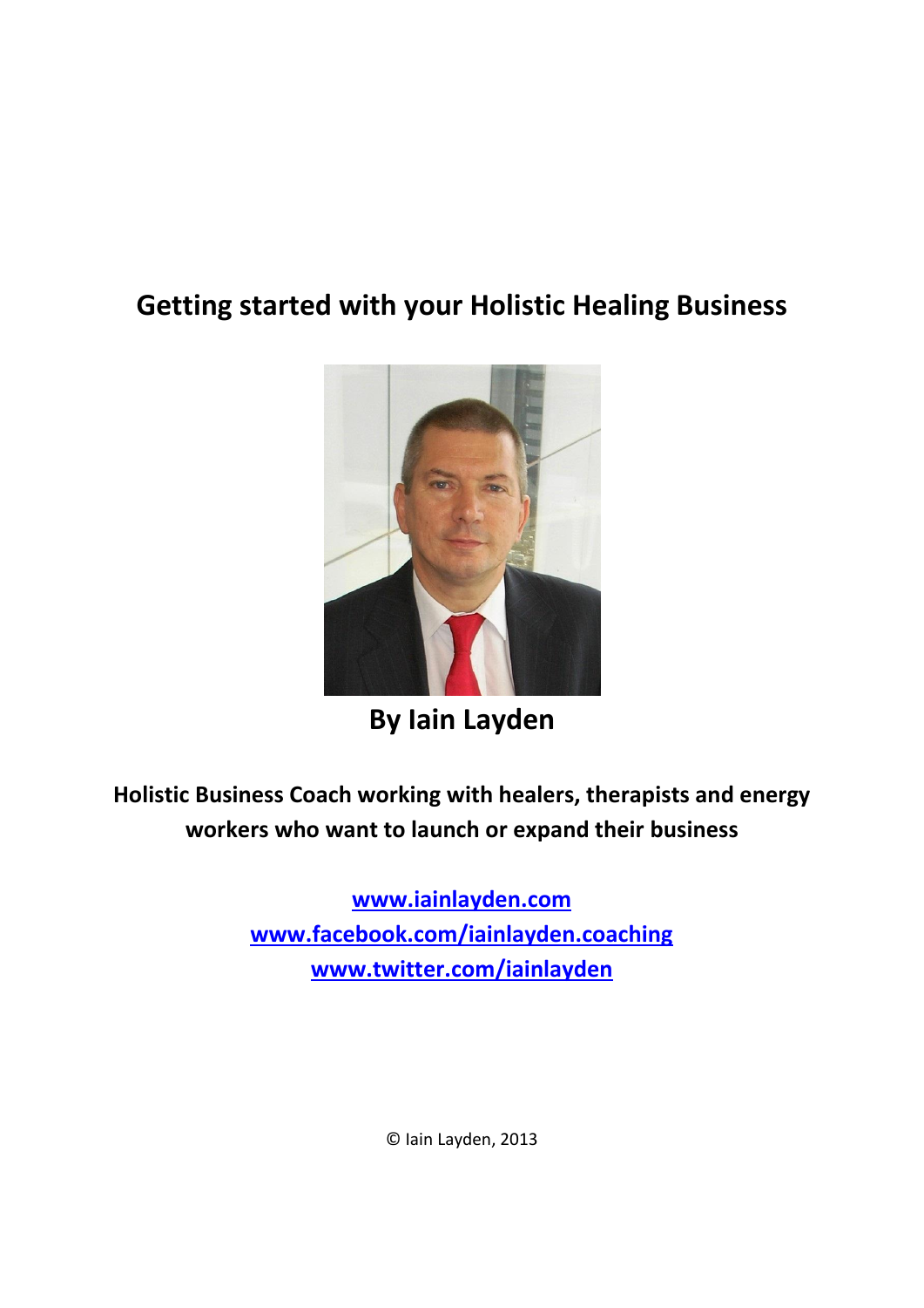# Getting started with your Holistic Healing Business

**By Iain Layden**

**Holistic Business Coach working with healers, therapists and energy workers who want to launch or expand their business**

**[www.iainlayden.com](http://www.iainlayden.com)**
**[www.facebook.com/iainlayden.coaching](http://www.facebook.com/iainlayden.coaching)**
**[www.twitter.com/iainlayden](http://www.twitter.com/iainlayden)**

© Iain Layden, 2013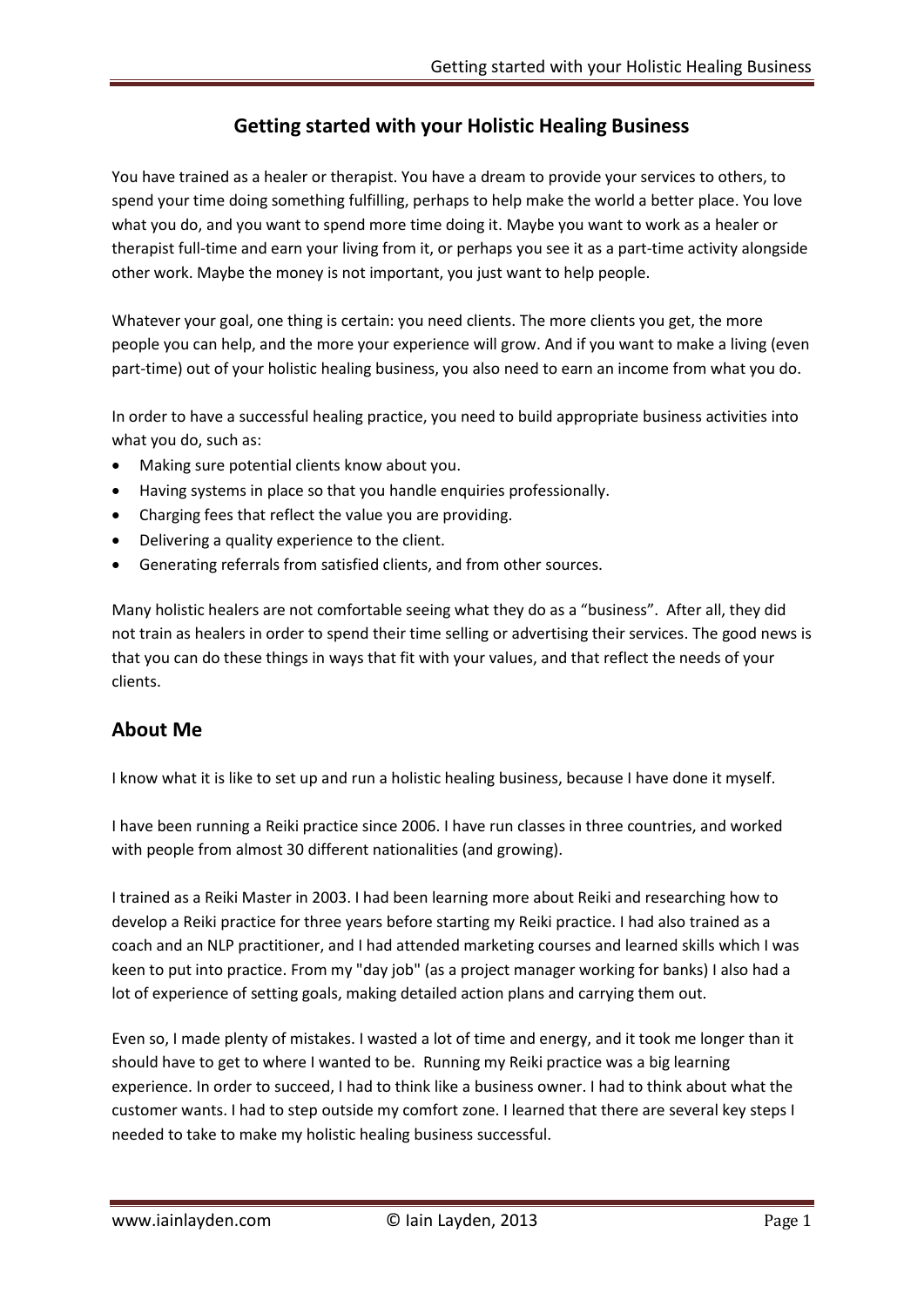# Getting started with your Holistic Healing Business

You have trained as a healer or therapist. You have a dream to provide your services to others, to spend your time doing something fulfilling, perhaps to help make the world a better place. You love what you do, and you want to spend more time doing it. Maybe you want to work as a healer or therapist full-time and earn your living from it, or perhaps you see it as a part-time activity alongside other work. Maybe the money is not important, you just want to help people.

Whatever your goal, one thing is certain: you need clients. The more clients you get, the more people you can help, and the more your experience will grow. And if you want to make a living (even part-time) out of your holistic healing business, you also need to earn an income from what you do.

In order to have a successful healing practice, you need to build appropriate business activities into what you do, such as:

- Making sure potential clients know about you.
- Having systems in place so that you handle enquiries professionally.
- Charging fees that reflect the value you are providing.
- Delivering a quality experience to the client.
- Generating referrals from satisfied clients, and from other sources.

Many holistic healers are not comfortable seeing what they do as a "business". After all, they did not train as healers in order to spend their time selling or advertising their services. The good news is that you can do these things in ways that fit with your values, and that reflect the needs of your clients.

## About Me

I know what it is like to set up and run a holistic healing business, because I have done it myself.

I have been running a Reiki practice since 2006. I have run classes in three countries, and worked with people from almost 30 different nationalities (and growing).

I trained as a Reiki Master in 2003. I had been learning more about Reiki and researching how to develop a Reiki practice for three years before starting my Reiki practice. I had also trained as a coach and an NLP practitioner, and I had attended marketing courses and learned skills which I was keen to put into practice. From my "day job" (as a project manager working for banks) I also had a lot of experience of setting goals, making detailed action plans and carrying them out.

Even so, I made plenty of mistakes. I wasted a lot of time and energy, and it took me longer than it should have to get to where I wanted to be. Running my Reiki practice was a big learning experience. In order to succeed, I had to think like a business owner. I had to think about what the customer wants. I had to step outside my comfort zone. I learned that there are several key steps I needed to take to make my holistic healing business successful.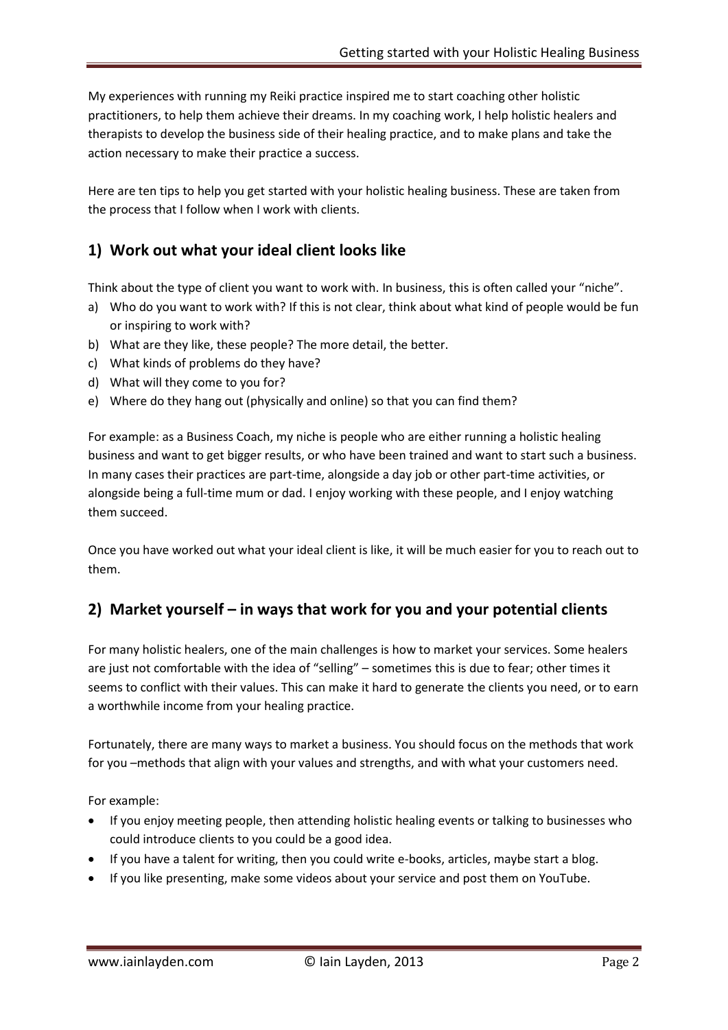My experiences with running my Reiki practice inspired me to start coaching other holistic practitioners, to help them achieve their dreams. In my coaching work, I help holistic healers and therapists to develop the business side of their healing practice, and to make plans and take the action necessary to make their practice a success.

Here are ten tips to help you get started with your holistic healing business. These are taken from the process that I follow when I work with clients.

## 1) Work out what your ideal client looks like

Think about the type of client you want to work with. In business, this is often called your "niche".

a) Who do you want to work with? If this is not clear, think about what kind of people would be fun or inspiring to work with?
b) What are they like, these people? The more detail, the better.
c) What kinds of problems do they have?
d) What will they come to you for?
e) Where do they hang out (physically and online) so that you can find them?

For example: as a Business Coach, my niche is people who are either running a holistic healing business and want to get bigger results, or who have been trained and want to start such a business. In many cases their practices are part-time, alongside a day job or other part-time activities, or alongside being a full-time mum or dad. I enjoy working with these people, and I enjoy watching them succeed.

Once you have worked out what your ideal client is like, it will be much easier for you to reach out to them.

## 2) Market yourself – in ways that work for you and your potential clients

For many holistic healers, one of the main challenges is how to market your services. Some healers are just not comfortable with the idea of "selling" – sometimes this is due to fear; other times it seems to conflict with their values. This can make it hard to generate the clients you need, or to earn a worthwhile income from your healing practice.

Fortunately, there are many ways to market a business. You should focus on the methods that work for you –methods that align with your values and strengths, and with what your customers need.

For example:

- If you enjoy meeting people, then attending holistic healing events or talking to businesses who could introduce clients to you could be a good idea.
- If you have a talent for writing, then you could write e-books, articles, maybe start a blog.
- If you like presenting, make some videos about your service and post them on YouTube.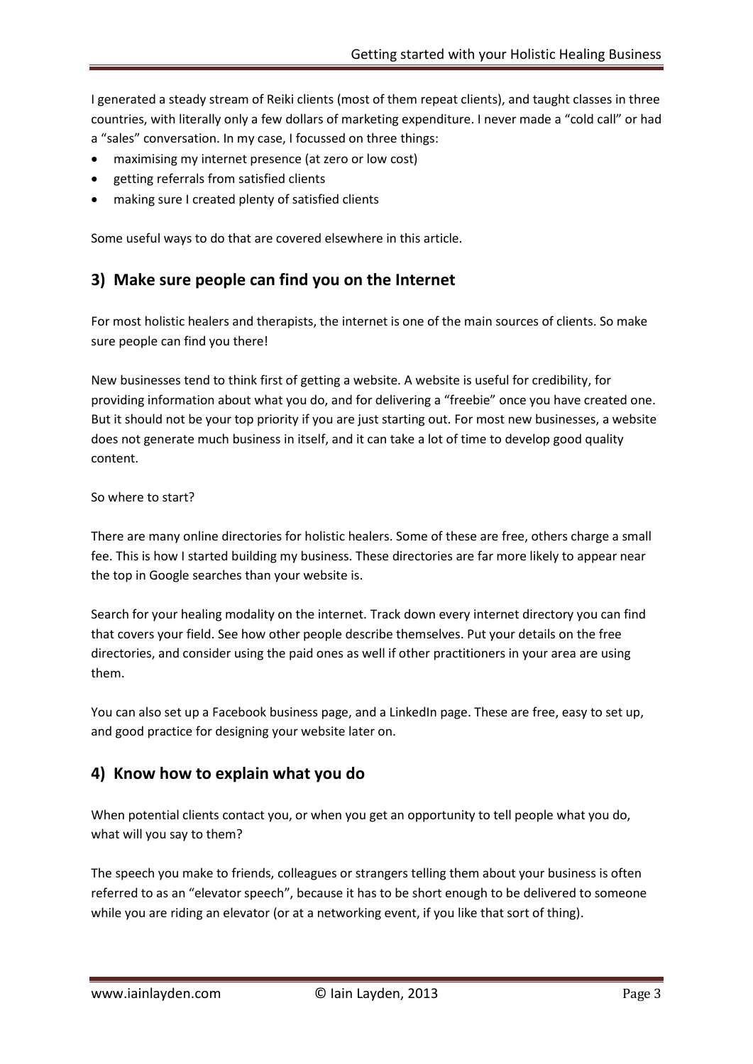I generated a steady stream of Reiki clients (most of them repeat clients), and taught classes in three countries, with literally only a few dollars of marketing expenditure. I never made a "cold call" or had a "sales" conversation. In my case, I focussed on three things:

- maximising my internet presence (at zero or low cost)
- getting referrals from satisfied clients
- making sure I created plenty of satisfied clients

Some useful ways to do that are covered elsewhere in this article.

## 3) Make sure people can find you on the Internet

For most holistic healers and therapists, the internet is one of the main sources of clients. So make sure people can find you there!

New businesses tend to think first of getting a website. A website is useful for credibility, for providing information about what you do, and for delivering a "freebie" once you have created one. But it should not be your top priority if you are just starting out. For most new businesses, a website does not generate much business in itself, and it can take a lot of time to develop good quality content.

So where to start?

There are many online directories for holistic healers. Some of these are free, others charge a small fee. This is how I started building my business. These directories are far more likely to appear near the top in Google searches than your website is.

Search for your healing modality on the internet. Track down every internet directory you can find that covers your field. See how other people describe themselves. Put your details on the free directories, and consider using the paid ones as well if other practitioners in your area are using them.

You can also set up a Facebook business page, and a LinkedIn page. These are free, easy to set up, and good practice for designing your website later on.

## 4) Know how to explain what you do

When potential clients contact you, or when you get an opportunity to tell people what you do, what will you say to them?

The speech you make to friends, colleagues or strangers telling them about your business is often referred to as an "elevator speech", because it has to be short enough to be delivered to someone while you are riding an elevator (or at a networking event, if you like that sort of thing).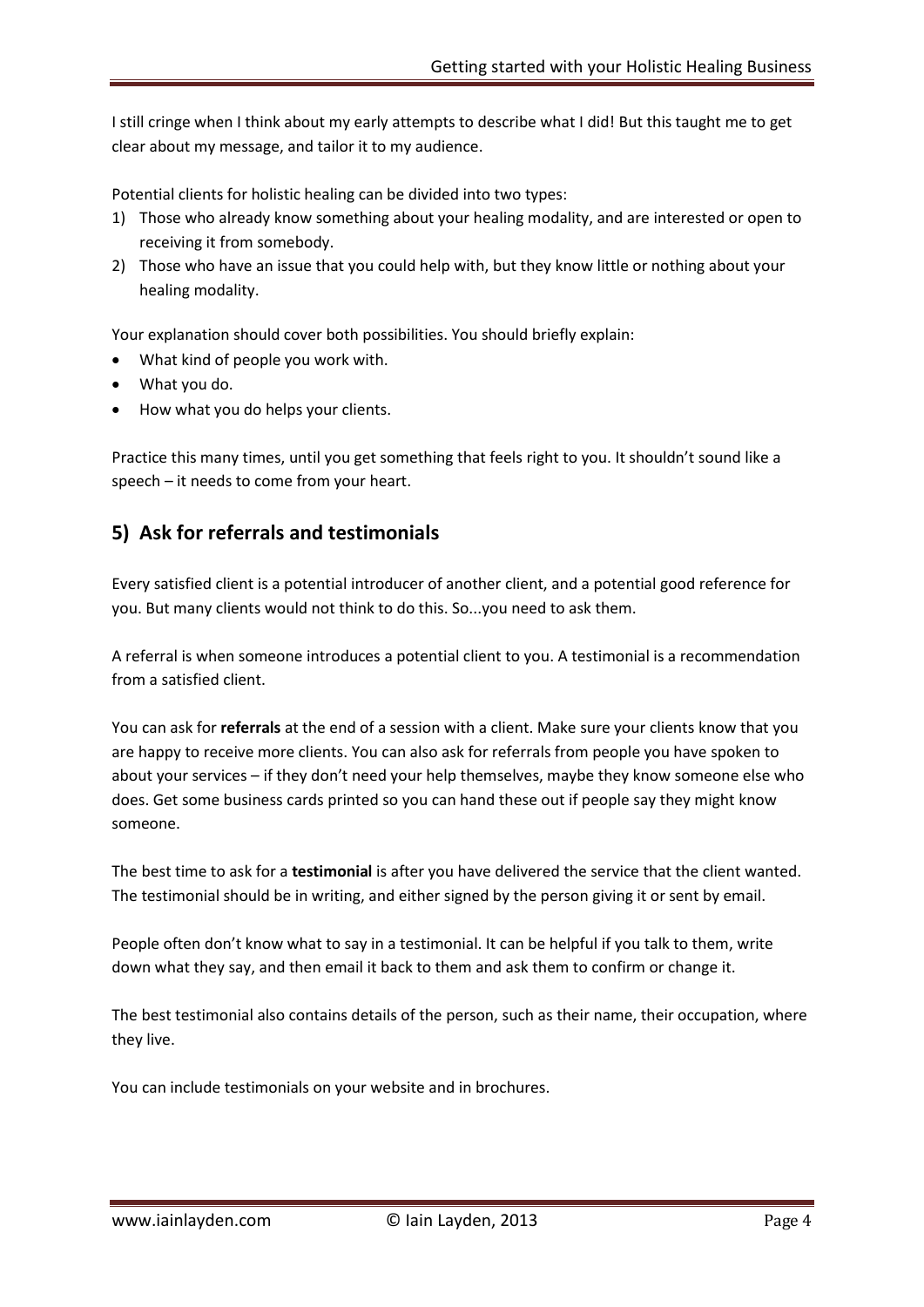I still cringe when I think about my early attempts to describe what I did! But this taught me to get clear about my message, and tailor it to my audience.

Potential clients for holistic healing can be divided into two types:

1) Those who already know something about your healing modality, and are interested or open to receiving it from somebody.
2) Those who have an issue that you could help with, but they know little or nothing about your healing modality.

Your explanation should cover both possibilities. You should briefly explain:

- What kind of people you work with.
- What you do.
- How what you do helps your clients.

Practice this many times, until you get something that feels right to you. It shouldn't sound like a speech – it needs to come from your heart.

## 5) Ask for referrals and testimonials

Every satisfied client is a potential introducer of another client, and a potential good reference for you. But many clients would not think to do this. So...you need to ask them.

A referral is when someone introduces a potential client to you. A testimonial is a recommendation from a satisfied client.

You can ask for **referrals** at the end of a session with a client. Make sure your clients know that you are happy to receive more clients. You can also ask for referrals from people you have spoken to about your services – if they don't need your help themselves, maybe they know someone else who does. Get some business cards printed so you can hand these out if people say they might know someone.

The best time to ask for a **testimonial** is after you have delivered the service that the client wanted. The testimonial should be in writing, and either signed by the person giving it or sent by email.

People often don't know what to say in a testimonial. It can be helpful if you talk to them, write down what they say, and then email it back to them and ask them to confirm or change it.

The best testimonial also contains details of the person, such as their name, their occupation, where they live.

You can include testimonials on your website and in brochures.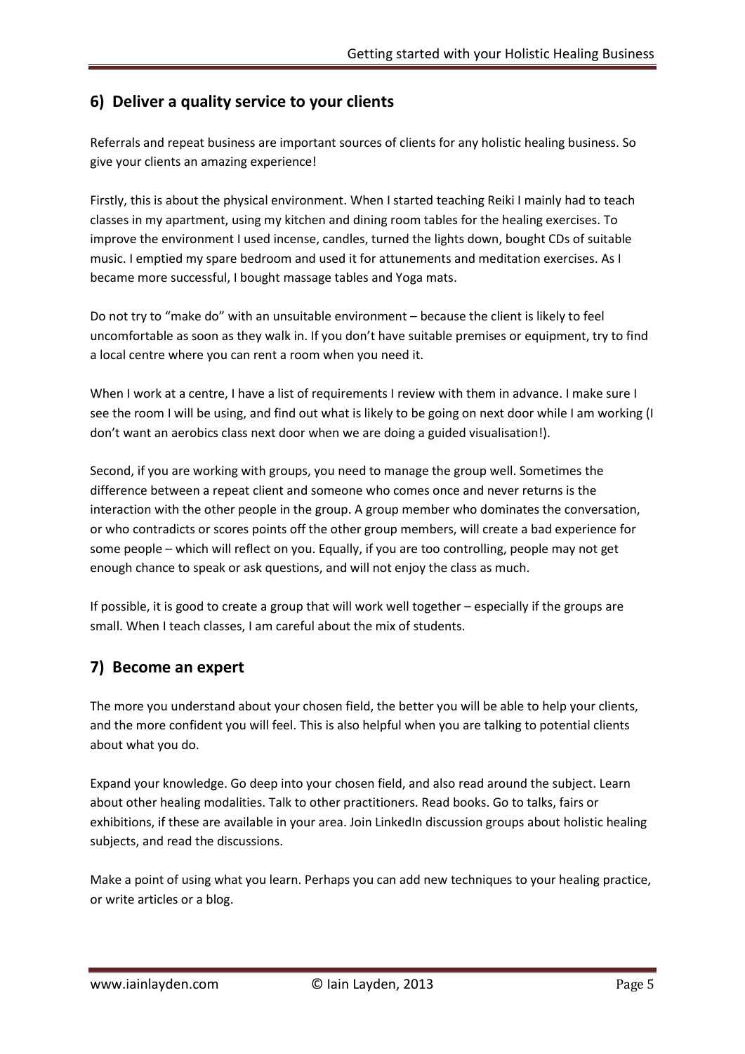## 6) Deliver a quality service to your clients

Referrals and repeat business are important sources of clients for any holistic healing business. So give your clients an amazing experience!

Firstly, this is about the physical environment. When I started teaching Reiki I mainly had to teach classes in my apartment, using my kitchen and dining room tables for the healing exercises. To improve the environment I used incense, candles, turned the lights down, bought CDs of suitable music. I emptied my spare bedroom and used it for attunements and meditation exercises. As I became more successful, I bought massage tables and Yoga mats.

Do not try to "make do" with an unsuitable environment – because the client is likely to feel uncomfortable as soon as they walk in. If you don't have suitable premises or equipment, try to find a local centre where you can rent a room when you need it.

When I work at a centre, I have a list of requirements I review with them in advance. I make sure I see the room I will be using, and find out what is likely to be going on next door while I am working (I don't want an aerobics class next door when we are doing a guided visualisation!).

Second, if you are working with groups, you need to manage the group well. Sometimes the difference between a repeat client and someone who comes once and never returns is the interaction with the other people in the group. A group member who dominates the conversation, or who contradicts or scores points off the other group members, will create a bad experience for some people – which will reflect on you. Equally, if you are too controlling, people may not get enough chance to speak or ask questions, and will not enjoy the class as much.

If possible, it is good to create a group that will work well together – especially if the groups are small. When I teach classes, I am careful about the mix of students.

## 7) Become an expert

The more you understand about your chosen field, the better you will be able to help your clients, and the more confident you will feel. This is also helpful when you are talking to potential clients about what you do.

Expand your knowledge. Go deep into your chosen field, and also read around the subject. Learn about other healing modalities. Talk to other practitioners. Read books. Go to talks, fairs or exhibitions, if these are available in your area. Join LinkedIn discussion groups about holistic healing subjects, and read the discussions.

Make a point of using what you learn. Perhaps you can add new techniques to your healing practice, or write articles or a blog.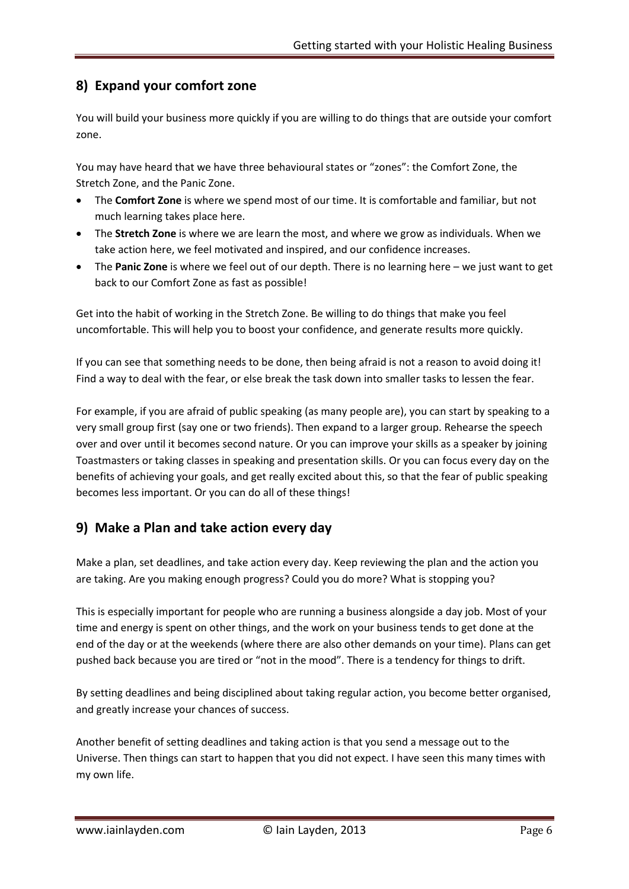## 8) Expand your comfort zone

You will build your business more quickly if you are willing to do things that are outside your comfort zone.

You may have heard that we have three behavioural states or "zones": the Comfort Zone, the Stretch Zone, and the Panic Zone.

- The **Comfort Zone** is where we spend most of our time. It is comfortable and familiar, but not much learning takes place here.
- The **Stretch Zone** is where we are learn the most, and where we grow as individuals. When we take action here, we feel motivated and inspired, and our confidence increases.
- The **Panic Zone** is where we feel out of our depth. There is no learning here – we just want to get back to our Comfort Zone as fast as possible!

Get into the habit of working in the Stretch Zone. Be willing to do things that make you feel uncomfortable. This will help you to boost your confidence, and generate results more quickly.

If you can see that something needs to be done, then being afraid is not a reason to avoid doing it! Find a way to deal with the fear, or else break the task down into smaller tasks to lessen the fear.

For example, if you are afraid of public speaking (as many people are), you can start by speaking to a very small group first (say one or two friends). Then expand to a larger group. Rehearse the speech over and over until it becomes second nature. Or you can improve your skills as a speaker by joining Toastmasters or taking classes in speaking and presentation skills. Or you can focus every day on the benefits of achieving your goals, and get really excited about this, so that the fear of public speaking becomes less important. Or you can do all of these things!

## 9) Make a Plan and take action every day

Make a plan, set deadlines, and take action every day. Keep reviewing the plan and the action you are taking. Are you making enough progress? Could you do more? What is stopping you?

This is especially important for people who are running a business alongside a day job. Most of your time and energy is spent on other things, and the work on your business tends to get done at the end of the day or at the weekends (where there are also other demands on your time). Plans can get pushed back because you are tired or "not in the mood". There is a tendency for things to drift.

By setting deadlines and being disciplined about taking regular action, you become better organised, and greatly increase your chances of success.

Another benefit of setting deadlines and taking action is that you send a message out to the Universe. Then things can start to happen that you did not expect. I have seen this many times with my own life.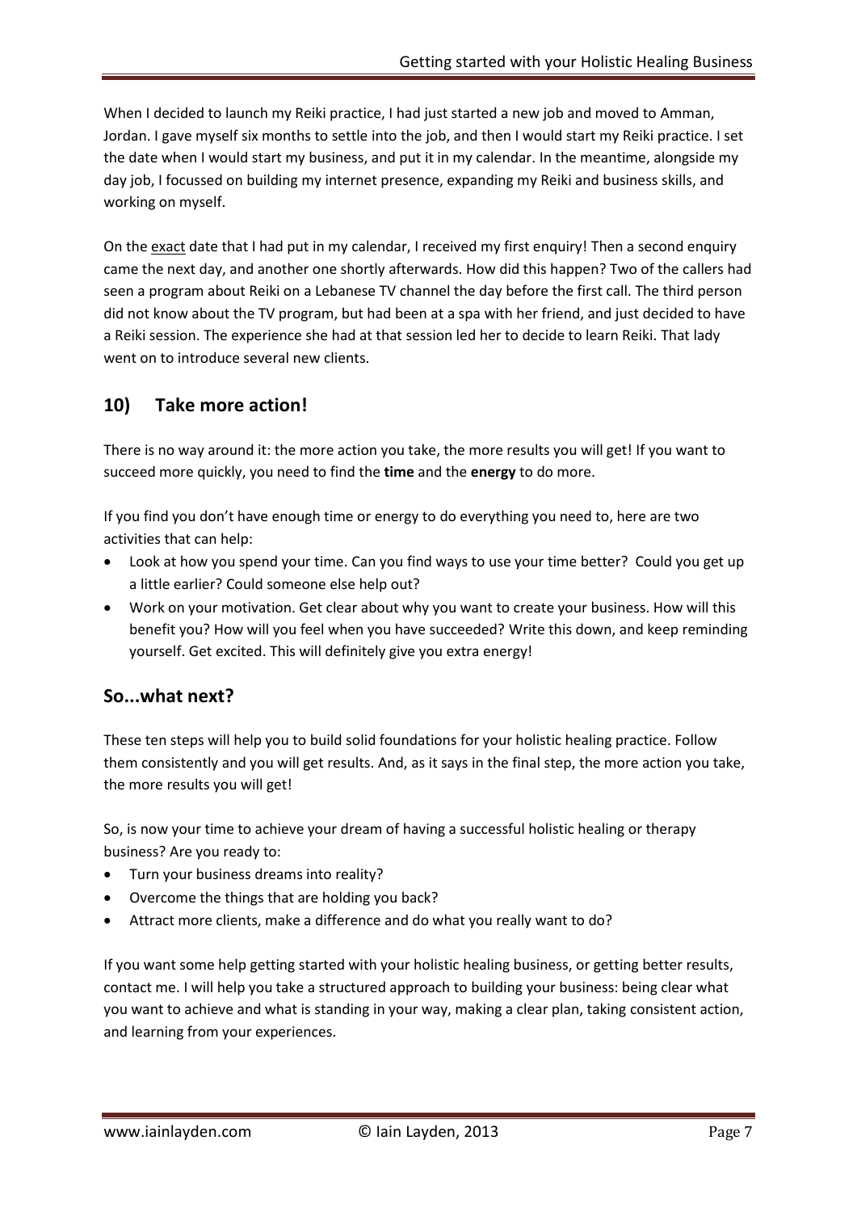When I decided to launch my Reiki practice, I had just started a new job and moved to Amman, Jordan. I gave myself six months to settle into the job, and then I would start my Reiki practice. I set the date when I would start my business, and put it in my calendar. In the meantime, alongside my day job, I focussed on building my internet presence, expanding my Reiki and business skills, and working on myself.

On the exact date that I had put in my calendar, I received my first enquiry! Then a second enquiry came the next day, and another one shortly afterwards. How did this happen? Two of the callers had seen a program about Reiki on a Lebanese TV channel the day before the first call. The third person did not know about the TV program, but had been at a spa with her friend, and just decided to have a Reiki session. The experience she had at that session led her to decide to learn Reiki. That lady went on to introduce several new clients.

## 10) Take more action!

There is no way around it: the more action you take, the more results you will get! If you want to succeed more quickly, you need to find the **time** and the **energy** to do more.

If you find you don't have enough time or energy to do everything you need to, here are two activities that can help:

- Look at how you spend your time. Can you find ways to use your time better? Could you get up a little earlier? Could someone else help out?
- Work on your motivation. Get clear about why you want to create your business. How will this benefit you? How will you feel when you have succeeded? Write this down, and keep reminding yourself. Get excited. This will definitely give you extra energy!

## So...what next?

These ten steps will help you to build solid foundations for your holistic healing practice. Follow them consistently and you will get results. And, as it says in the final step, the more action you take, the more results you will get!

So, is now your time to achieve your dream of having a successful holistic healing or therapy business? Are you ready to:

- Turn your business dreams into reality?
- Overcome the things that are holding you back?
- Attract more clients, make a difference and do what you really want to do?

If you want some help getting started with your holistic healing business, or getting better results, contact me. I will help you take a structured approach to building your business: being clear what you want to achieve and what is standing in your way, making a clear plan, taking consistent action, and learning from your experiences.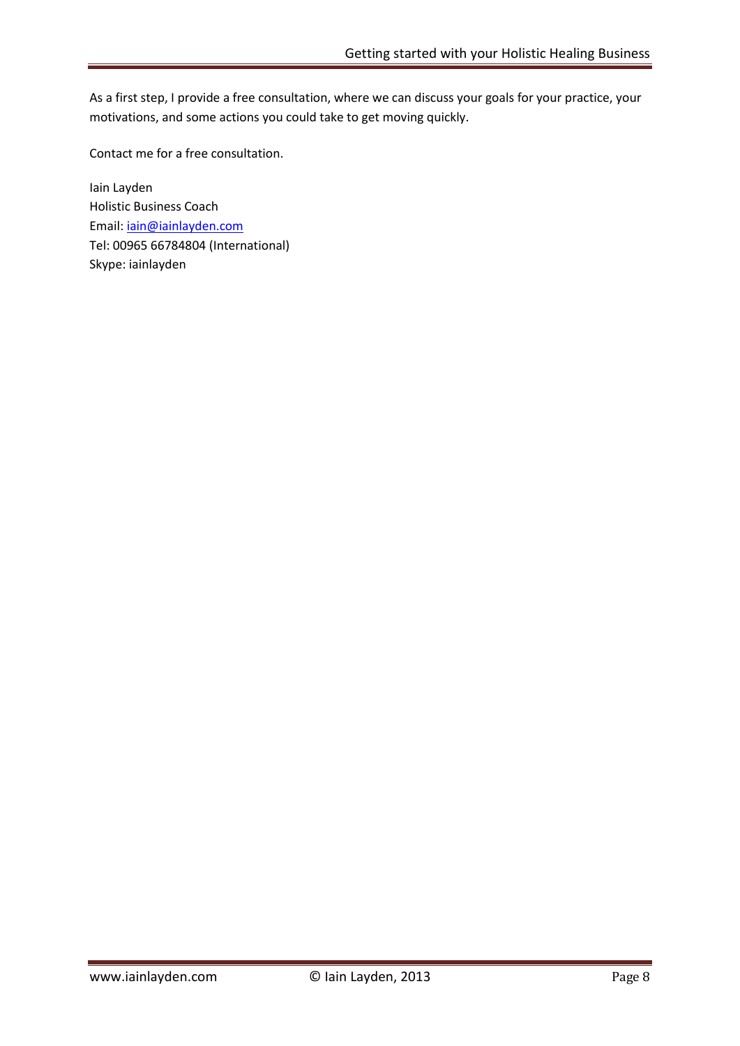As a first step, I provide a free consultation, where we can discuss your goals for your practice, your motivations, and some actions you could take to get moving quickly.

Contact me for a free consultation.

Iain Layden  
Holistic Business Coach  
Email: iain@iainlayden.com  
Tel: 00965 66784804 (International)  
Skype: iainlayden